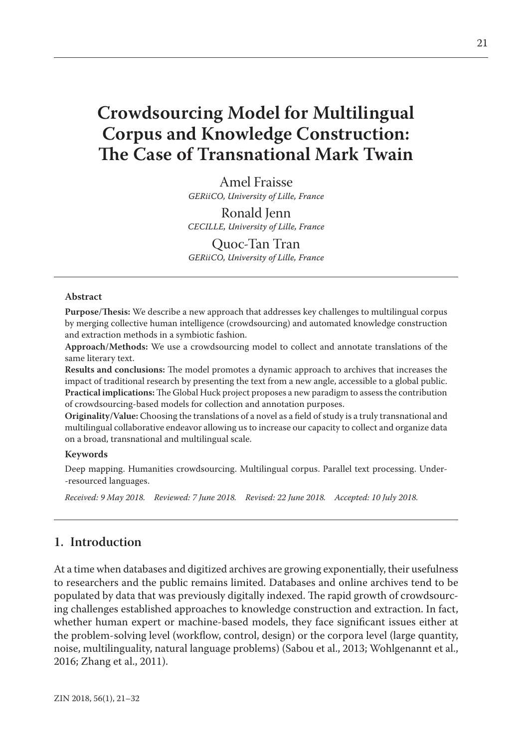# Crowdsourcing Model for Multilingual Corpus and Knowledge Construction: The Case of Transnational Mark Twain

Amel Fraisse
*GERiiCO, University of Lille, France*

Ronald Jenn
*CECILLE, University of Lille, France*

Quoc-Tan Tran
*GERiiCO, University of Lille, France*

**Abstract**

**Purpose/Thesis:** We describe a new approach that addresses key challenges to multilingual corpus by merging collective human intelligence (crowdsourcing) and automated knowledge construction and extraction methods in a symbiotic fashion.

**Approach/Methods:** We use a crowdsourcing model to collect and annotate translations of the same literary text.

**Results and conclusions:** The model promotes a dynamic approach to archives that increases the impact of traditional research by presenting the text from a new angle, accessible to a global public.

**Practical implications:** The Global Huck project proposes a new paradigm to assess the contribution of crowdsourcing-based models for collection and annotation purposes.

**Originality/Value:** Choosing the translations of a novel as a field of study is a truly transnational and multilingual collaborative endeavor allowing us to increase our capacity to collect and organize data on a broad, transnational and multilingual scale.

**Keywords**

Deep mapping. Humanities crowdsourcing. Multilingual corpus. Parallel text processing. Under-resourced languages.

*Received: 9 May 2018. Reviewed: 7 June 2018. Revised: 22 June 2018. Accepted: 10 July 2018.*

## 1. Introduction

At a time when databases and digitized archives are growing exponentially, their usefulness to researchers and the public remains limited. Databases and online archives tend to be populated by data that was previously digitally indexed. The rapid growth of crowdsourcing challenges established approaches to knowledge construction and extraction. In fact, whether human expert or machine-based models, they face significant issues either at the problem-solving level (workflow, control, design) or the corpora level (large quantity, noise, multilinguality, natural language problems) (Sabou et al., 2013; Wohlgenannt et al., 2016; Zhang et al., 2011).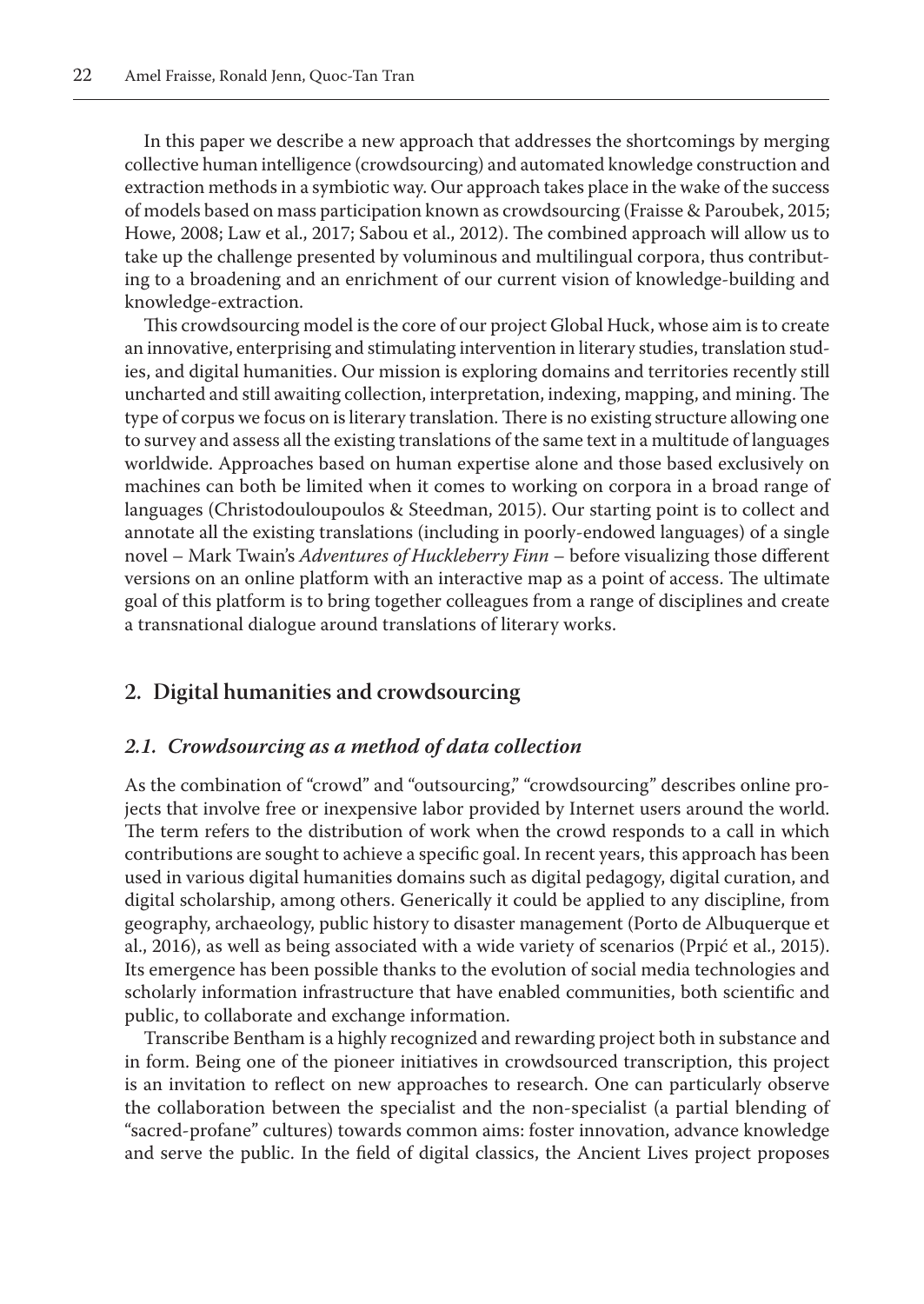In this paper we describe a new approach that addresses the shortcomings by merging collective human intelligence (crowdsourcing) and automated knowledge construction and extraction methods in a symbiotic way. Our approach takes place in the wake of the success of models based on mass participation known as crowdsourcing (Fraisse & Paroubek, 2015; Howe, 2008; Law et al., 2017; Sabou et al., 2012). The combined approach will allow us to take up the challenge presented by voluminous and multilingual corpora, thus contributing to a broadening and an enrichment of our current vision of knowledge-building and knowledge-extraction.

This crowdsourcing model is the core of our project Global Huck, whose aim is to create an innovative, enterprising and stimulating intervention in literary studies, translation studies, and digital humanities. Our mission is exploring domains and territories recently still uncharted and still awaiting collection, interpretation, indexing, mapping, and mining. The type of corpus we focus on is literary translation. There is no existing structure allowing one to survey and assess all the existing translations of the same text in a multitude of languages worldwide. Approaches based on human expertise alone and those based exclusively on machines can both be limited when it comes to working on corpora in a broad range of languages (Christodouloupoulos & Steedman, 2015). Our starting point is to collect and annotate all the existing translations (including in poorly-endowed languages) of a single novel – Mark Twain's *Adventures of Huckleberry Finn* – before visualizing those different versions on an online platform with an interactive map as a point of access. The ultimate goal of this platform is to bring together colleagues from a range of disciplines and create a transnational dialogue around translations of literary works.

## 2. Digital humanities and crowdsourcing

### *2.1. Crowdsourcing as a method of data collection*

As the combination of "crowd" and "outsourcing," "crowdsourcing" describes online projects that involve free or inexpensive labor provided by Internet users around the world. The term refers to the distribution of work when the crowd responds to a call in which contributions are sought to achieve a specific goal. In recent years, this approach has been used in various digital humanities domains such as digital pedagogy, digital curation, and digital scholarship, among others. Generically it could be applied to any discipline, from geography, archaeology, public history to disaster management (Porto de Albuquerque et al., 2016), as well as being associated with a wide variety of scenarios (Prpić et al., 2015). Its emergence has been possible thanks to the evolution of social media technologies and scholarly information infrastructure that have enabled communities, both scientific and public, to collaborate and exchange information.

Transcribe Bentham is a highly recognized and rewarding project both in substance and in form. Being one of the pioneer initiatives in crowdsourced transcription, this project is an invitation to reflect on new approaches to research. One can particularly observe the collaboration between the specialist and the non-specialist (a partial blending of "sacred-profane" cultures) towards common aims: foster innovation, advance knowledge and serve the public. In the field of digital classics, the Ancient Lives project proposes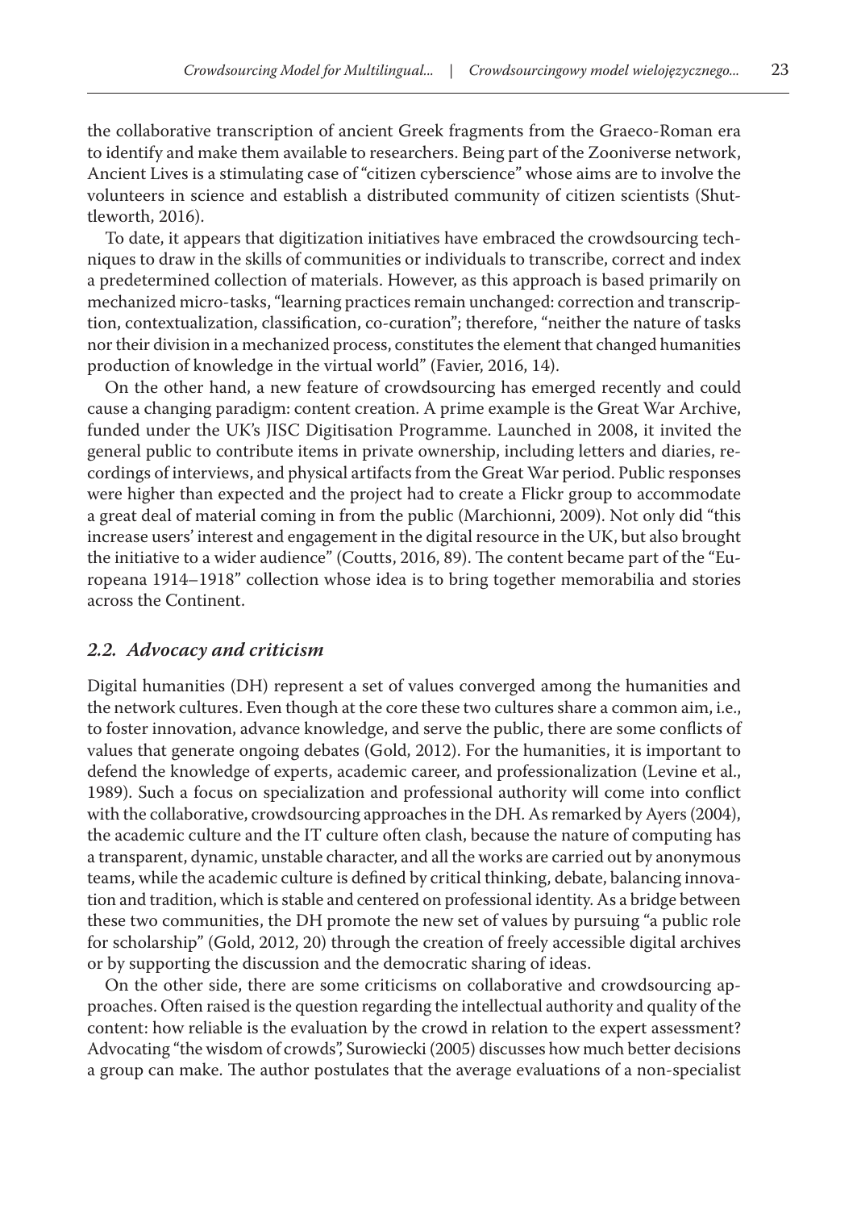the collaborative transcription of ancient Greek fragments from the Graeco-Roman era to identify and make them available to researchers. Being part of the Zooniverse network, Ancient Lives is a stimulating case of "citizen cyberscience" whose aims are to involve the volunteers in science and establish a distributed community of citizen scientists (Shuttleworth, 2016).

To date, it appears that digitization initiatives have embraced the crowdsourcing techniques to draw in the skills of communities or individuals to transcribe, correct and index a predetermined collection of materials. However, as this approach is based primarily on mechanized micro-tasks, "learning practices remain unchanged: correction and transcription, contextualization, classification, co-curation"; therefore, "neither the nature of tasks nor their division in a mechanized process, constitutes the element that changed humanities production of knowledge in the virtual world" (Favier, 2016, 14).

On the other hand, a new feature of crowdsourcing has emerged recently and could cause a changing paradigm: content creation. A prime example is the Great War Archive, funded under the UK's JISC Digitisation Programme. Launched in 2008, it invited the general public to contribute items in private ownership, including letters and diaries, recordings of interviews, and physical artifacts from the Great War period. Public responses were higher than expected and the project had to create a Flickr group to accommodate a great deal of material coming in from the public (Marchionni, 2009). Not only did "this increase users' interest and engagement in the digital resource in the UK, but also brought the initiative to a wider audience" (Coutts, 2016, 89). The content became part of the "Europeana 1914–1918" collection whose idea is to bring together memorabilia and stories across the Continent.

### *2.2. Advocacy and criticism*

Digital humanities (DH) represent a set of values converged among the humanities and the network cultures. Even though at the core these two cultures share a common aim, i.e., to foster innovation, advance knowledge, and serve the public, there are some conflicts of values that generate ongoing debates (Gold, 2012). For the humanities, it is important to defend the knowledge of experts, academic career, and professionalization (Levine et al., 1989). Such a focus on specialization and professional authority will come into conflict with the collaborative, crowdsourcing approaches in the DH. As remarked by Ayers (2004), the academic culture and the IT culture often clash, because the nature of computing has a transparent, dynamic, unstable character, and all the works are carried out by anonymous teams, while the academic culture is defined by critical thinking, debate, balancing innovation and tradition, which is stable and centered on professional identity. As a bridge between these two communities, the DH promote the new set of values by pursuing "a public role for scholarship" (Gold, 2012, 20) through the creation of freely accessible digital archives or by supporting the discussion and the democratic sharing of ideas.

On the other side, there are some criticisms on collaborative and crowdsourcing approaches. Often raised is the question regarding the intellectual authority and quality of the content: how reliable is the evaluation by the crowd in relation to the expert assessment? Advocating "the wisdom of crowds", Surowiecki (2005) discusses how much better decisions a group can make. The author postulates that the average evaluations of a non-specialist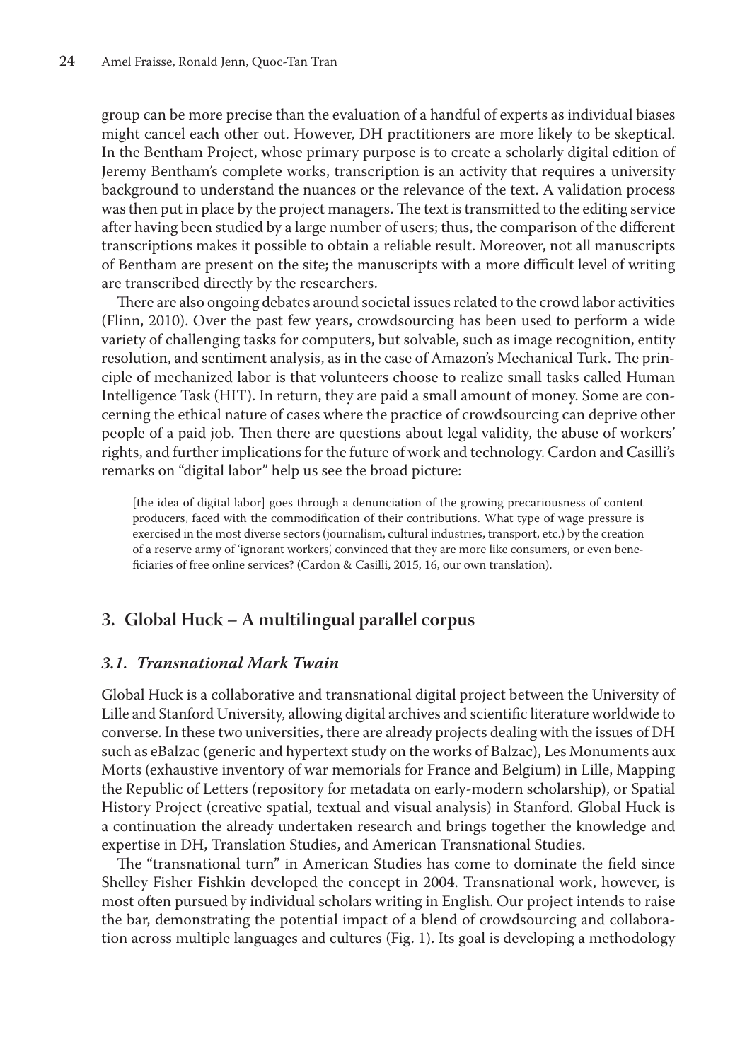group can be more precise than the evaluation of a handful of experts as individual biases might cancel each other out. However, DH practitioners are more likely to be skeptical. In the Bentham Project, whose primary purpose is to create a scholarly digital edition of Jeremy Bentham's complete works, transcription is an activity that requires a university background to understand the nuances or the relevance of the text. A validation process was then put in place by the project managers. The text is transmitted to the editing service after having been studied by a large number of users; thus, the comparison of the different transcriptions makes it possible to obtain a reliable result. Moreover, not all manuscripts of Bentham are present on the site; the manuscripts with a more difficult level of writing are transcribed directly by the researchers.

There are also ongoing debates around societal issues related to the crowd labor activities (Flinn, 2010). Over the past few years, crowdsourcing has been used to perform a wide variety of challenging tasks for computers, but solvable, such as image recognition, entity resolution, and sentiment analysis, as in the case of Amazon's Mechanical Turk. The principle of mechanized labor is that volunteers choose to realize small tasks called Human Intelligence Task (HIT). In return, they are paid a small amount of money. Some are concerning the ethical nature of cases where the practice of crowdsourcing can deprive other people of a paid job. Then there are questions about legal validity, the abuse of workers' rights, and further implications for the future of work and technology. Cardon and Casilli's remarks on "digital labor" help us see the broad picture:

> [the idea of digital labor] goes through a denunciation of the growing precariousness of content producers, faced with the commodification of their contributions. What type of wage pressure is exercised in the most diverse sectors (journalism, cultural industries, transport, etc.) by the creation of a reserve army of 'ignorant workers', convinced that they are more like consumers, or even beneficiaries of free online services? (Cardon & Casilli, 2015, 16, our own translation).

## 3. Global Huck – A multilingual parallel corpus

### *3.1. Transnational Mark Twain*

Global Huck is a collaborative and transnational digital project between the University of Lille and Stanford University, allowing digital archives and scientific literature worldwide to converse. In these two universities, there are already projects dealing with the issues of DH such as eBalzac (generic and hypertext study on the works of Balzac), Les Monuments aux Morts (exhaustive inventory of war memorials for France and Belgium) in Lille, Mapping the Republic of Letters (repository for metadata on early-modern scholarship), or Spatial History Project (creative spatial, textual and visual analysis) in Stanford. Global Huck is a continuation the already undertaken research and brings together the knowledge and expertise in DH, Translation Studies, and American Transnational Studies.

The "transnational turn" in American Studies has come to dominate the field since Shelley Fisher Fishkin developed the concept in 2004. Transnational work, however, is most often pursued by individual scholars writing in English. Our project intends to raise the bar, demonstrating the potential impact of a blend of crowdsourcing and collaboration across multiple languages and cultures (Fig. 1). Its goal is developing a methodology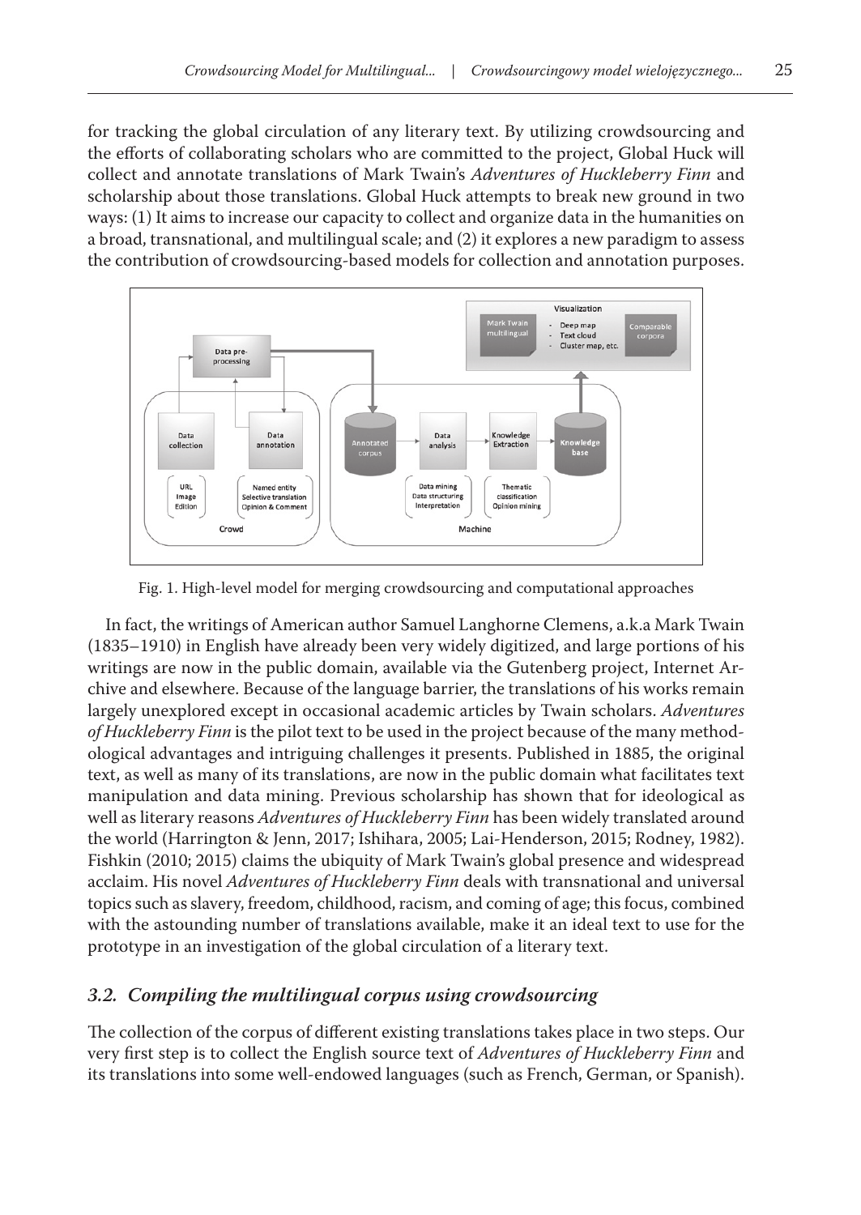for tracking the global circulation of any literary text. By utilizing crowdsourcing and the efforts of collaborating scholars who are committed to the project, Global Huck will collect and annotate translations of Mark Twain's *Adventures of Huckleberry Finn* and scholarship about those translations. Global Huck attempts to break new ground in two ways: (1) It aims to increase our capacity to collect and organize data in the humanities on a broad, transnational, and multilingual scale; and (2) it explores a new paradigm to assess the contribution of crowdsourcing-based models for collection and annotation purposes.

Fig. 1. High-level model for merging crowdsourcing and computational approaches

In fact, the writings of American author Samuel Langhorne Clemens, a.k.a Mark Twain (1835–1910) in English have already been very widely digitized, and large portions of his writings are now in the public domain, available via the Gutenberg project, Internet Archive and elsewhere. Because of the language barrier, the translations of his works remain largely unexplored except in occasional academic articles by Twain scholars. *Adventures of Huckleberry Finn* is the pilot text to be used in the project because of the many methodological advantages and intriguing challenges it presents. Published in 1885, the original text, as well as many of its translations, are now in the public domain what facilitates text manipulation and data mining. Previous scholarship has shown that for ideological as well as literary reasons *Adventures of Huckleberry Finn* has been widely translated around the world (Harrington & Jenn, 2017; Ishihara, 2005; Lai-Henderson, 2015; Rodney, 1982). Fishkin (2010; 2015) claims the ubiquity of Mark Twain's global presence and widespread acclaim. His novel *Adventures of Huckleberry Finn* deals with transnational and universal topics such as slavery, freedom, childhood, racism, and coming of age; this focus, combined with the astounding number of translations available, make it an ideal text to use for the prototype in an investigation of the global circulation of a literary text.

### *3.2. Compiling the multilingual corpus using crowdsourcing*

The collection of the corpus of different existing translations takes place in two steps. Our very first step is to collect the English source text of *Adventures of Huckleberry Finn* and its translations into some well-endowed languages (such as French, German, or Spanish).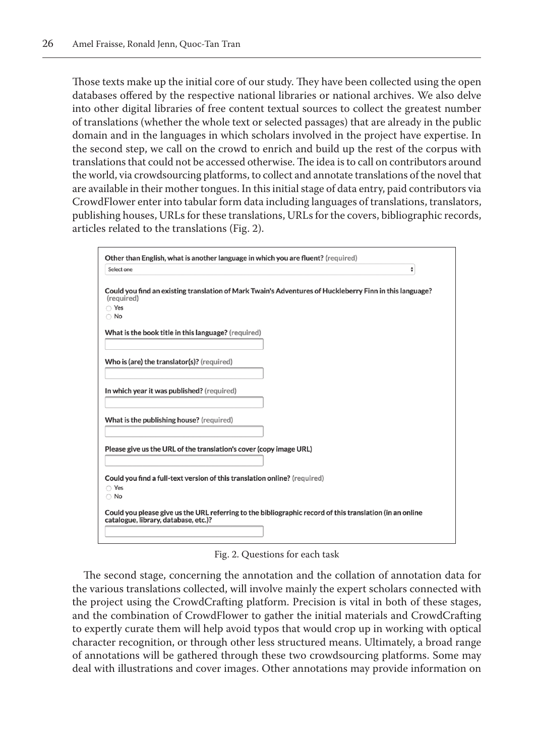Those texts make up the initial core of our study. They have been collected using the open databases offered by the respective national libraries or national archives. We also delve into other digital libraries of free content textual sources to collect the greatest number of translations (whether the whole text or selected passages) that are already in the public domain and in the languages in which scholars involved in the project have expertise. In the second step, we call on the crowd to enrich and build up the rest of the corpus with translations that could not be accessed otherwise. The idea is to call on contributors around the world, via crowdsourcing platforms, to collect and annotate translations of the novel that are available in their mother tongues. In this initial stage of data entry, paid contributors via CrowdFlower enter into tabular form data including languages of translations, translators, publishing houses, URLs for these translations, URLs for the covers, bibliographic records, articles related to the translations (Fig. 2).

**Other than English, what is another language in which you are fluent?** (required)

Select one

**Could you find an existing translation of Mark Twain's Adventures of Huckleberry Finn in this language?** (required)

- Yes
- No

**What is the book title in this language?** (required)

**Who is (are) the translator(s)?** (required)

**In which year it was published?** (required)

**What is the publishing house?** (required)

**Please give us the URL of the translation's cover (copy image URL)**

**Could you find a full-text version of this translation online?** (required)

- Yes
- No

**Could you please give us the URL referring to the bibliographic record of this translation (in an online catalogue, library, database, etc.)?**

Fig. 2. Questions for each task

The second stage, concerning the annotation and the collation of annotation data for the various translations collected, will involve mainly the expert scholars connected with the project using the CrowdCrafting platform. Precision is vital in both of these stages, and the combination of CrowdFlower to gather the initial materials and CrowdCrafting to expertly curate them will help avoid typos that would crop up in working with optical character recognition, or through other less structured means. Ultimately, a broad range of annotations will be gathered through these two crowdsourcing platforms. Some may deal with illustrations and cover images. Other annotations may provide information on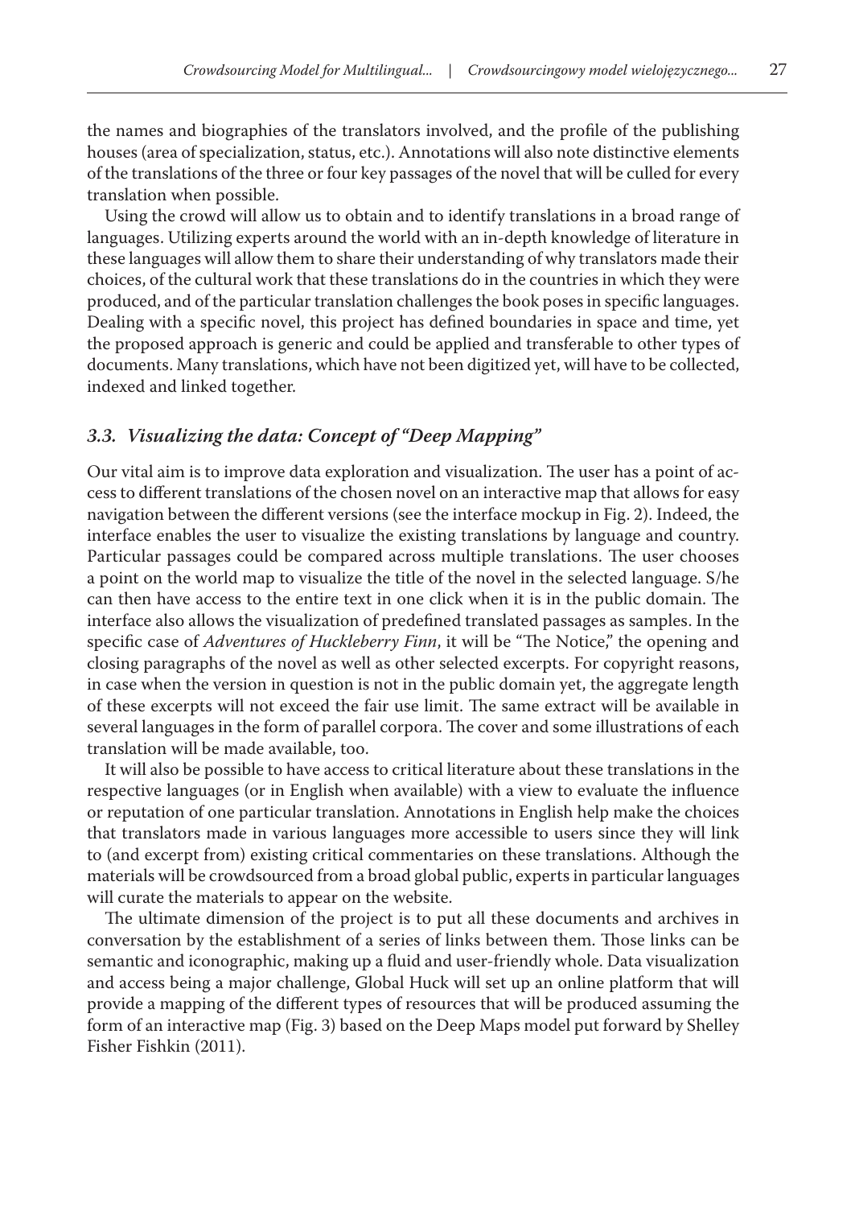the names and biographies of the translators involved, and the profile of the publishing houses (area of specialization, status, etc.). Annotations will also note distinctive elements of the translations of the three or four key passages of the novel that will be culled for every translation when possible.

Using the crowd will allow us to obtain and to identify translations in a broad range of languages. Utilizing experts around the world with an in-depth knowledge of literature in these languages will allow them to share their understanding of why translators made their choices, of the cultural work that these translations do in the countries in which they were produced, and of the particular translation challenges the book poses in specific languages. Dealing with a specific novel, this project has defined boundaries in space and time, yet the proposed approach is generic and could be applied and transferable to other types of documents. Many translations, which have not been digitized yet, will have to be collected, indexed and linked together.

### *3.3. Visualizing the data: Concept of "Deep Mapping"*

Our vital aim is to improve data exploration and visualization. The user has a point of access to different translations of the chosen novel on an interactive map that allows for easy navigation between the different versions (see the interface mockup in Fig. 2). Indeed, the interface enables the user to visualize the existing translations by language and country. Particular passages could be compared across multiple translations. The user chooses a point on the world map to visualize the title of the novel in the selected language. S/he can then have access to the entire text in one click when it is in the public domain. The interface also allows the visualization of predefined translated passages as samples. In the specific case of *Adventures of Huckleberry Finn*, it will be "The Notice," the opening and closing paragraphs of the novel as well as other selected excerpts. For copyright reasons, in case when the version in question is not in the public domain yet, the aggregate length of these excerpts will not exceed the fair use limit. The same extract will be available in several languages in the form of parallel corpora. The cover and some illustrations of each translation will be made available, too.

It will also be possible to have access to critical literature about these translations in the respective languages (or in English when available) with a view to evaluate the influence or reputation of one particular translation. Annotations in English help make the choices that translators made in various languages more accessible to users since they will link to (and excerpt from) existing critical commentaries on these translations. Although the materials will be crowdsourced from a broad global public, experts in particular languages will curate the materials to appear on the website.

The ultimate dimension of the project is to put all these documents and archives in conversation by the establishment of a series of links between them. Those links can be semantic and iconographic, making up a fluid and user-friendly whole. Data visualization and access being a major challenge, Global Huck will set up an online platform that will provide a mapping of the different types of resources that will be produced assuming the form of an interactive map (Fig. 3) based on the Deep Maps model put forward by Shelley Fisher Fishkin (2011).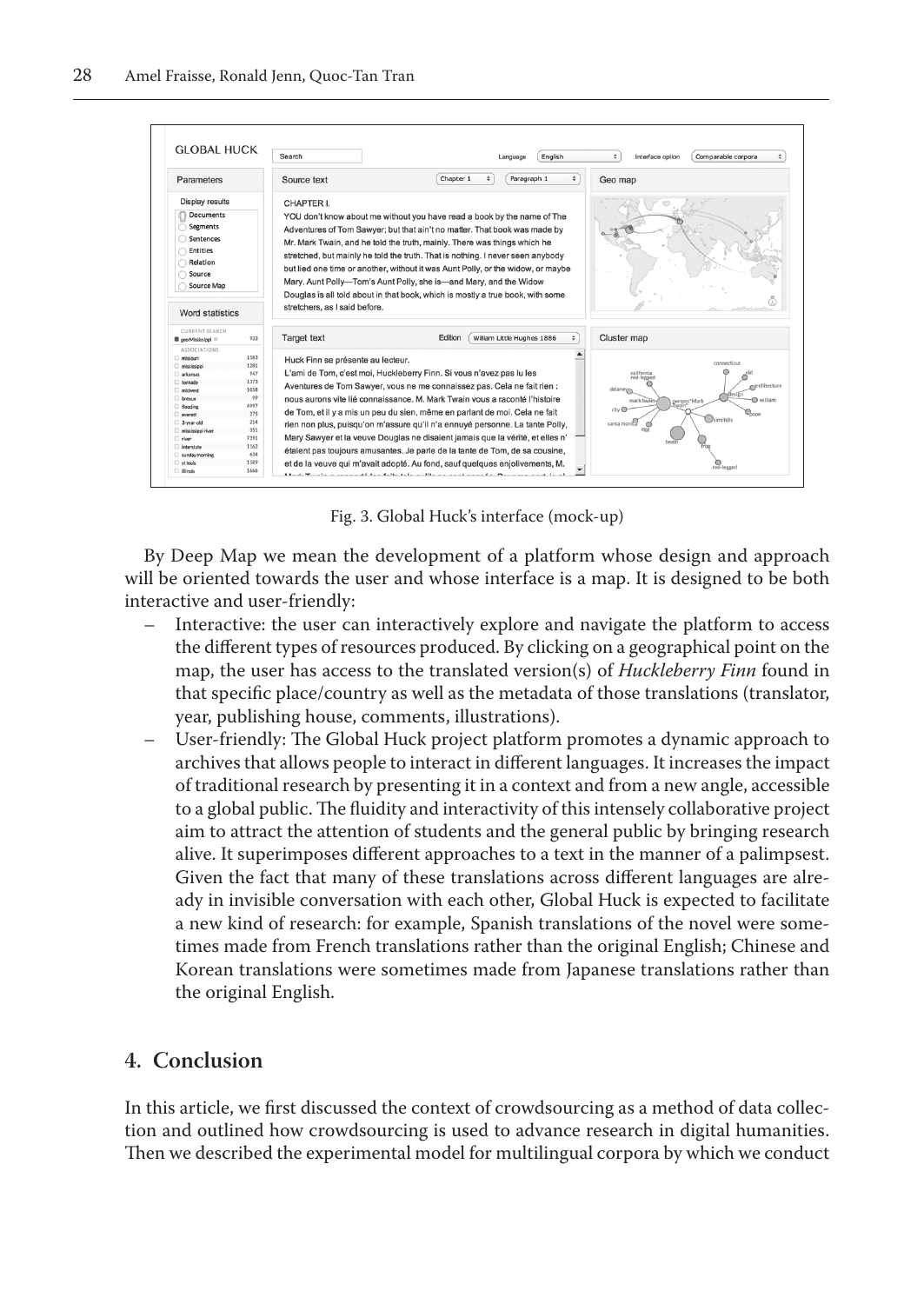Fig. 3. Global Huck's interface (mock-up)

By Deep Map we mean the development of a platform whose design and approach will be oriented towards the user and whose interface is a map. It is designed to be both interactive and user-friendly:

- Interactive: the user can interactively explore and navigate the platform to access the different types of resources produced. By clicking on a geographical point on the map, the user has access to the translated version(s) of *Huckleberry Finn* found in that specific place/country as well as the metadata of those translations (translator, year, publishing house, comments, illustrations).
- User-friendly: The Global Huck project platform promotes a dynamic approach to archives that allows people to interact in different languages. It increases the impact of traditional research by presenting it in a context and from a new angle, accessible to a global public. The fluidity and interactivity of this intensely collaborative project aim to attract the attention of students and the general public by bringing research alive. It superimposes different approaches to a text in the manner of a palimpsest. Given the fact that many of these translations across different languages are already in invisible conversation with each other, Global Huck is expected to facilitate a new kind of research: for example, Spanish translations of the novel were sometimes made from French translations rather than the original English; Chinese and Korean translations were sometimes made from Japanese translations rather than the original English.

## 4. Conclusion

In this article, we first discussed the context of crowdsourcing as a method of data collection and outlined how crowdsourcing is used to advance research in digital humanities. Then we described the experimental model for multilingual corpora by which we conduct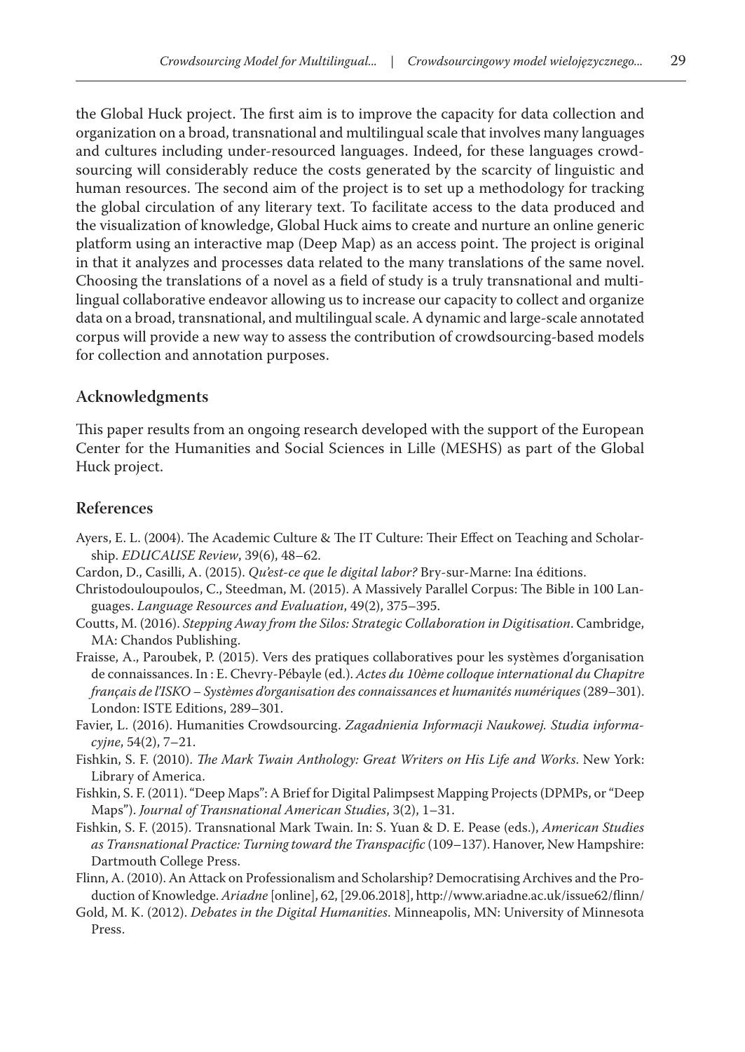the Global Huck project. The first aim is to improve the capacity for data collection and organization on a broad, transnational and multilingual scale that involves many languages and cultures including under-resourced languages. Indeed, for these languages crowdsourcing will considerably reduce the costs generated by the scarcity of linguistic and human resources. The second aim of the project is to set up a methodology for tracking the global circulation of any literary text. To facilitate access to the data produced and the visualization of knowledge, Global Huck aims to create and nurture an online generic platform using an interactive map (Deep Map) as an access point. The project is original in that it analyzes and processes data related to the many translations of the same novel. Choosing the translations of a novel as a field of study is a truly transnational and multilingual collaborative endeavor allowing us to increase our capacity to collect and organize data on a broad, transnational, and multilingual scale. A dynamic and large-scale annotated corpus will provide a new way to assess the contribution of crowdsourcing-based models for collection and annotation purposes.

## Acknowledgments

This paper results from an ongoing research developed with the support of the European Center for the Humanities and Social Sciences in Lille (MESHS) as part of the Global Huck project.

## References

Ayers, E. L. (2004). The Academic Culture & The IT Culture: Their Effect on Teaching and Scholarship. *EDUCAUSE Review*, 39(6), 48–62.

Cardon, D., Casilli, A. (2015). *Qu'est-ce que le digital labor?* Bry-sur-Marne: Ina éditions.

Christodouloupoulos, C., Steedman, M. (2015). A Massively Parallel Corpus: The Bible in 100 Languages. *Language Resources and Evaluation*, 49(2), 375–395.

Coutts, M. (2016). *Stepping Away from the Silos: Strategic Collaboration in Digitisation*. Cambridge, MA: Chandos Publishing.

Fraisse, A., Paroubek, P. (2015). Vers des pratiques collaboratives pour les systèmes d'organisation de connaissances. In : E. Chevry-Pébayle (ed.). *Actes du 10ème colloque international du Chapitre français de l'ISKO – Systèmes d'organisation des connaissances et humanités numériques* (289–301). London: ISTE Editions, 289–301.

Favier, L. (2016). Humanities Crowdsourcing. *Zagadnienia Informacji Naukowej. Studia informacyjne*, 54(2), 7–21.

Fishkin, S. F. (2010). *The Mark Twain Anthology: Great Writers on His Life and Works*. New York: Library of America.

Fishkin, S. F. (2011). "Deep Maps": A Brief for Digital Palimpsest Mapping Projects (DPMPs, or "Deep Maps"). *Journal of Transnational American Studies*, 3(2), 1–31.

Fishkin, S. F. (2015). Transnational Mark Twain. In: S. Yuan & D. E. Pease (eds.), *American Studies as Transnational Practice: Turning toward the Transpacific* (109–137). Hanover, New Hampshire: Dartmouth College Press.

Flinn, A. (2010). An Attack on Professionalism and Scholarship? Democratising Archives and the Production of Knowledge. *Ariadne* [online], 62, [29.06.2018], http://www.ariadne.ac.uk/issue62/flinn/

Gold, M. K. (2012). *Debates in the Digital Humanities*. Minneapolis, MN: University of Minnesota Press.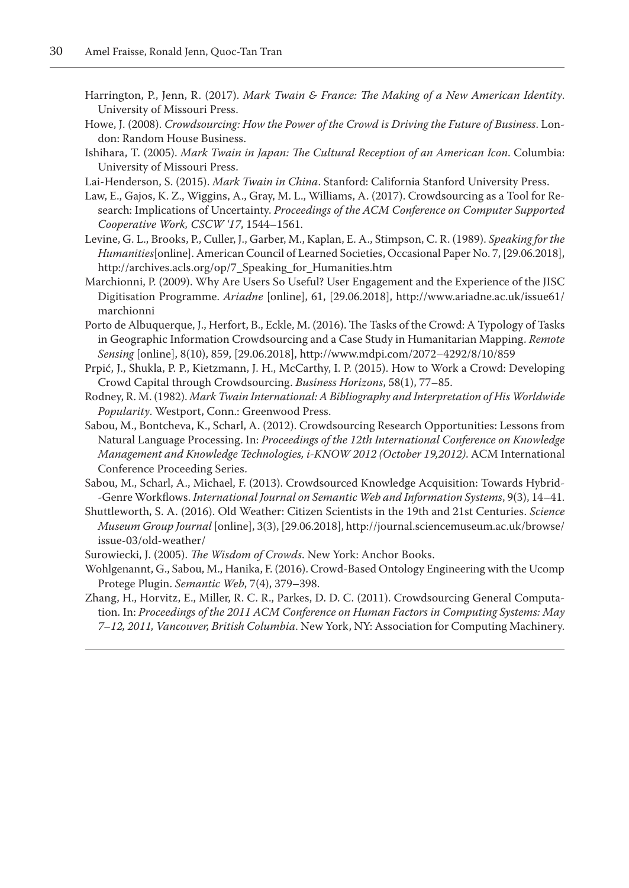Harrington, P., Jenn, R. (2017). *Mark Twain & France: The Making of a New American Identity*. University of Missouri Press.

Howe, J. (2008). *Crowdsourcing: How the Power of the Crowd is Driving the Future of Business*. London: Random House Business.

Ishihara, T. (2005). *Mark Twain in Japan: The Cultural Reception of an American Icon*. Columbia: University of Missouri Press.

Lai-Henderson, S. (2015). *Mark Twain in China*. Stanford: California Stanford University Press.

Law, E., Gajos, K. Z., Wiggins, A., Gray, M. L., Williams, A. (2017). Crowdsourcing as a Tool for Research: Implications of Uncertainty. *Proceedings of the ACM Conference on Computer Supported Cooperative Work, CSCW '17*, 1544–1561.

Levine, G. L., Brooks, P., Culler, J., Garber, M., Kaplan, E. A., Stimpson, C. R. (1989). *Speaking for the Humanities*[online]. American Council of Learned Societies, Occasional Paper No. 7, [29.06.2018], http://archives.acls.org/op/7_Speaking_for_Humanities.htm

Marchionni, P. (2009). Why Are Users So Useful? User Engagement and the Experience of the JISC Digitisation Programme. *Ariadne* [online], 61, [29.06.2018], http://www.ariadne.ac.uk/issue61/marchionni

Porto de Albuquerque, J., Herfort, B., Eckle, M. (2016). The Tasks of the Crowd: A Typology of Tasks in Geographic Information Crowdsourcing and a Case Study in Humanitarian Mapping. *Remote Sensing* [online], 8(10), 859, [29.06.2018], http://www.mdpi.com/2072–4292/8/10/859

Prpić, J., Shukla, P. P., Kietzmann, J. H., McCarthy, I. P. (2015). How to Work a Crowd: Developing Crowd Capital through Crowdsourcing. *Business Horizons*, 58(1), 77–85.

Rodney, R. M. (1982). *Mark Twain International: A Bibliography and Interpretation of His Worldwide Popularity*. Westport, Conn.: Greenwood Press.

Sabou, M., Bontcheva, K., Scharl, A. (2012). Crowdsourcing Research Opportunities: Lessons from Natural Language Processing. In: *Proceedings of the 12th International Conference on Knowledge Management and Knowledge Technologies, i-KNOW 2012 (October 19,2012)*. ACM International Conference Proceeding Series.

Sabou, M., Scharl, A., Michael, F. (2013). Crowdsourced Knowledge Acquisition: Towards Hybrid--Genre Workflows. *International Journal on Semantic Web and Information Systems*, 9(3), 14–41.

Shuttleworth, S. A. (2016). Old Weather: Citizen Scientists in the 19th and 21st Centuries. *Science Museum Group Journal* [online], 3(3), [29.06.2018], http://journal.sciencemuseum.ac.uk/browse/issue-03/old-weather/

Surowiecki, J. (2005). *The Wisdom of Crowds*. New York: Anchor Books.

Wohlgenannt, G., Sabou, M., Hanika, F. (2016). Crowd-Based Ontology Engineering with the Ucomp Protege Plugin. *Semantic Web*, 7(4), 379–398.

Zhang, H., Horvitz, E., Miller, R. C. R., Parkes, D. D. C. (2011). Crowdsourcing General Computation. In: *Proceedings of the 2011 ACM Conference on Human Factors in Computing Systems: May 7–12, 2011, Vancouver, British Columbia*. New York, NY: Association for Computing Machinery.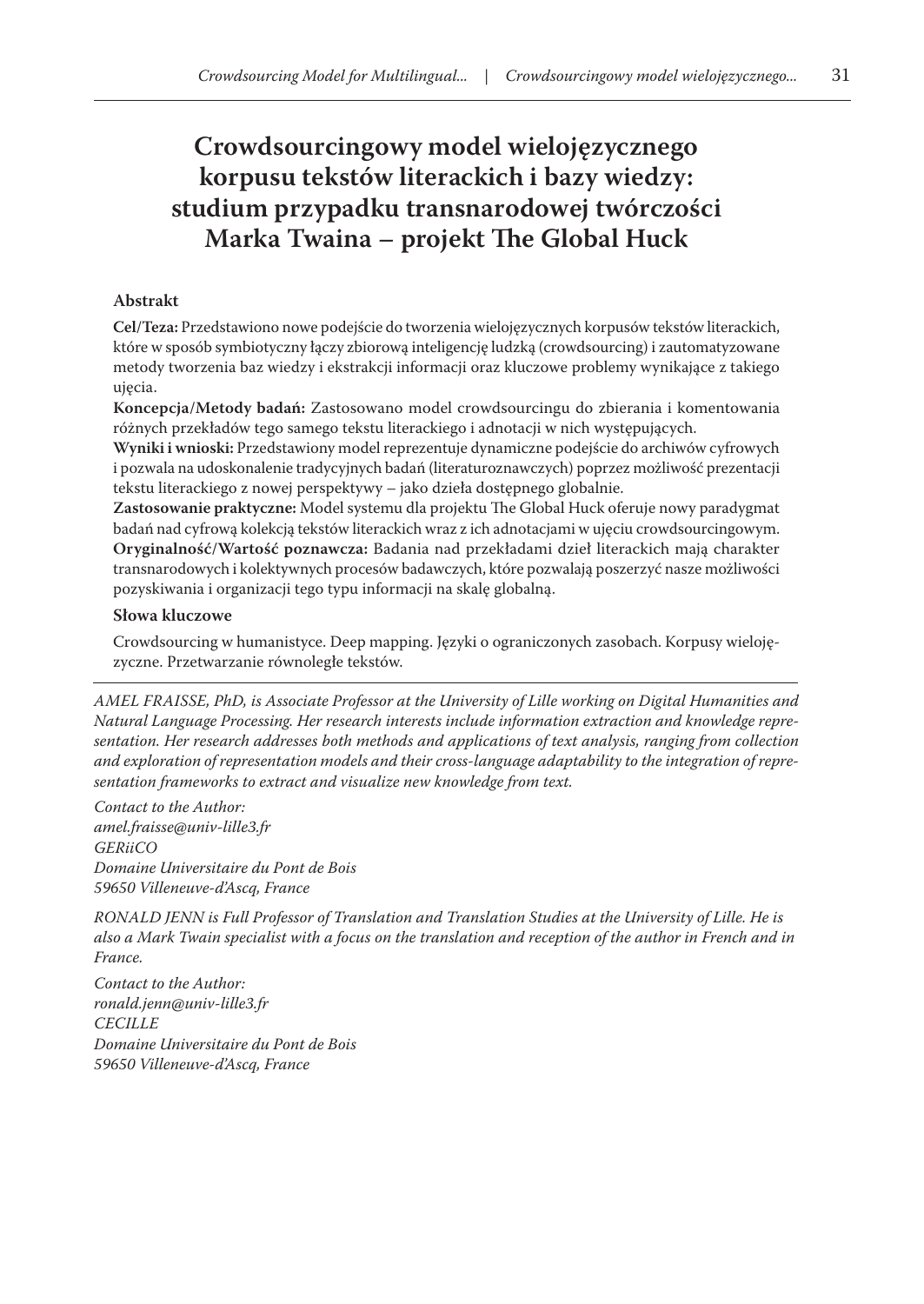# Crowdsourcingowy model wielojęzycznego korpusu tekstów literackich i bazy wiedzy: studium przypadku transnarodowej twórczości Marka Twaina – projekt The Global Huck

### Abstrakt

**Cel/Teza:** Przedstawiono nowe podejście do tworzenia wielojęzycznych korpusów tekstów literackich, które w sposób symbiotyczny łączy zbiorową inteligencję ludzką (crowdsourcing) i zautomatyzowane metody tworzenia baz wiedzy i ekstrakcji informacji oraz kluczowe problemy wynikające z takiego ujęcia.

**Koncepcja/Metody badań:** Zastosowano model crowdsourcingu do zbierania i komentowania różnych przekładów tego samego tekstu literackiego i adnotacji w nich występujących.

**Wyniki i wnioski:** Przedstawiony model reprezentuje dynamiczne podejście do archiwów cyfrowych i pozwala na udoskonalenie tradycyjnych badań (literaturoznawczych) poprzez możliwość prezentacji tekstu literackiego z nowej perspektywy – jako dzieła dostępnego globalnie.

**Zastosowanie praktyczne:** Model systemu dla projektu The Global Huck oferuje nowy paradygmat badań nad cyfrową kolekcją tekstów literackich wraz z ich adnotacjami w ujęciu crowdsourcingowym.

**Oryginalność/Wartość poznawcza:** Badania nad przekładami dzieł literackich mają charakter transnarodowych i kolektywnych procesów badawczych, które pozwalają poszerzyć nasze możliwości pozyskiwania i organizacji tego typu informacji na skalę globalną.

### Słowa kluczowe

Crowdsourcing w humanistyce. Deep mapping. Języki o ograniczonych zasobach. Korpusy wielojęzyczne. Przetwarzanie równoległe tekstów.

---

*AMEL FRAISSE, PhD, is Associate Professor at the University of Lille working on Digital Humanities and Natural Language Processing. Her research interests include information extraction and knowledge representation. Her research addresses both methods and applications of text analysis, ranging from collection and exploration of representation models and their cross-language adaptability to the integration of representation frameworks to extract and visualize new knowledge from text.*

*Contact to the Author:*
*amel.fraisse@univ-lille3.fr*
*GERiiCO*
*Domaine Universitaire du Pont de Bois*
*59650 Villeneuve-d'Ascq, France*

*RONALD JENN is Full Professor of Translation and Translation Studies at the University of Lille. He is also a Mark Twain specialist with a focus on the translation and reception of the author in French and in France.*

*Contact to the Author:*
*ronald.jenn@univ-lille3.fr*
*CECILLE*
*Domaine Universitaire du Pont de Bois*
*59650 Villeneuve-d'Ascq, France*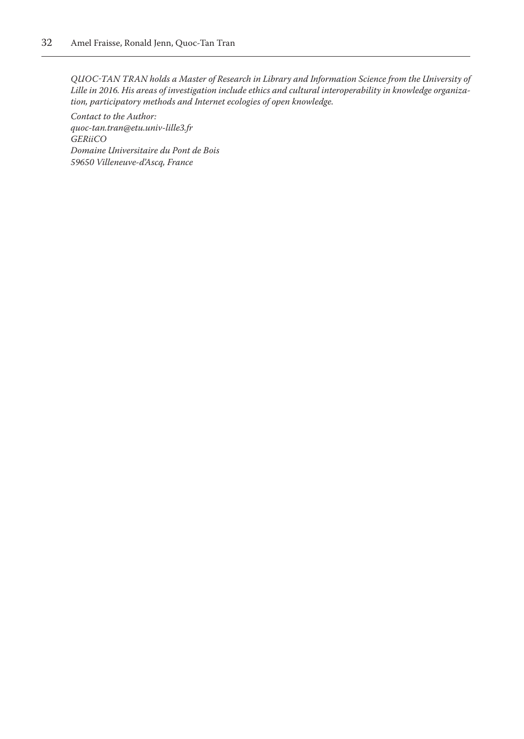*QUOC-TAN TRAN holds a Master of Research in Library and Information Science from the University of Lille in 2016. His areas of investigation include ethics and cultural interoperability in knowledge organization, participatory methods and Internet ecologies of open knowledge.*

*Contact to the Author:*
*quoc-tan.tran@etu.univ-lille3.fr*
*GERiiCO*
*Domaine Universitaire du Pont de Bois*
*59650 Villeneuve-d'Ascq, France*